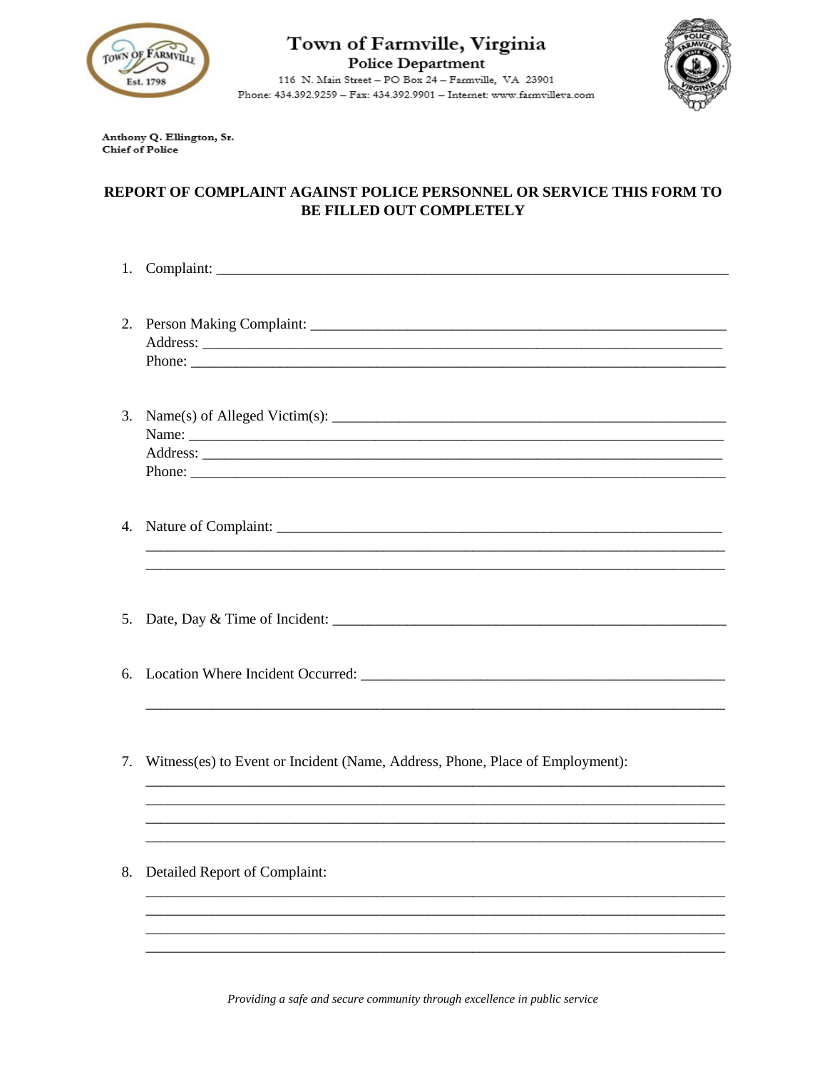Town of Farmville, Virginia

Police Department

116 N. Main Street – PO Box 24 – Farmville, VA 23901

Phone: 434.392.9259 – Fax: 434.392.9901 – Internet: www.farmvilleva.com

Anthony Q. Ellington, Sr.
Chief of Police

## REPORT OF COMPLAINT AGAINST POLICE PERSONNEL OR SERVICE THIS FORM TO BE FILLED OUT COMPLETELY

1. Complaint: ___________________________________________________________________________

2. Person Making Complaint: ______________________________________________________________
   Address: _____________________________________________________________________________
   Phone: _______________________________________________________________________________

3. Name(s) of Alleged Victim(s): __________________________________________________________
   Name: ________________________________________________________________________________
   Address: _____________________________________________________________________________
   Phone: _______________________________________________________________________________

4. Nature of Complaint: __________________________________________________________________
   _____________________________________________________________________________________
   _____________________________________________________________________________________

5. Date, Day & Time of Incident: __________________________________________________________

6. Location Where Incident Occurred: ______________________________________________________
   _____________________________________________________________________________________

7. Witness(es) to Event or Incident (Name, Address, Phone, Place of Employment):
   _____________________________________________________________________________________
   _____________________________________________________________________________________
   _____________________________________________________________________________________
   _____________________________________________________________________________________

8. Detailed Report of Complaint:
   _____________________________________________________________________________________
   _____________________________________________________________________________________
   _____________________________________________________________________________________
   _____________________________________________________________________________________

*Providing a safe and secure community through excellence in public service*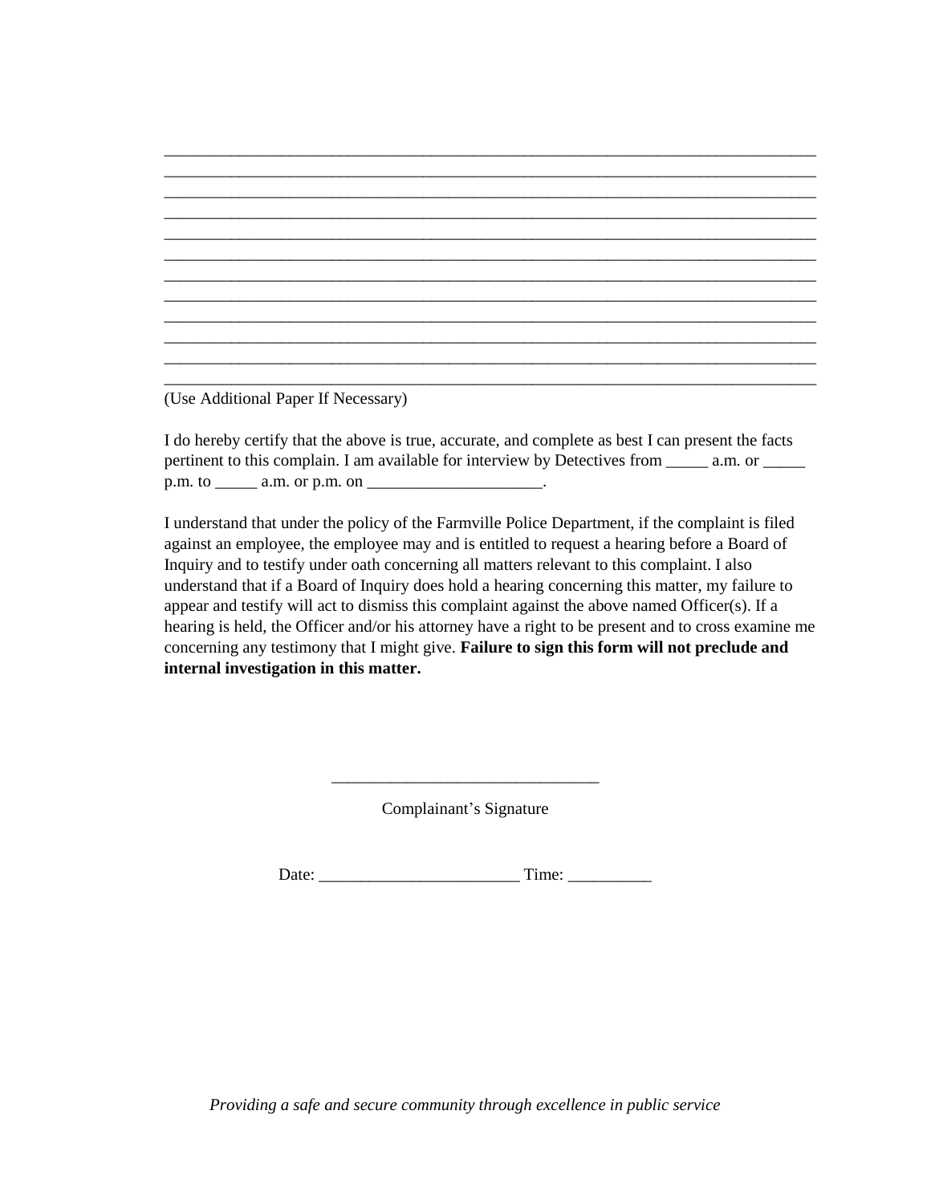______________________________________________________________________________
______________________________________________________________________________
______________________________________________________________________________
______________________________________________________________________________
______________________________________________________________________________
______________________________________________________________________________
______________________________________________________________________________
______________________________________________________________________________
______________________________________________________________________________
______________________________________________________________________________
______________________________________________________________________________
______________________________________________________________________________

(Use Additional Paper If Necessary)

I do hereby certify that the above is true, accurate, and complete as best I can present the facts pertinent to this complain. I am available for interview by Detectives from _____ a.m. or _____ p.m. to _____ a.m. or p.m. on _____________________.

I understand that under the policy of the Farmville Police Department, if the complaint is filed against an employee, the employee may and is entitled to request a hearing before a Board of Inquiry and to testify under oath concerning all matters relevant to this complaint. I also understand that if a Board of Inquiry does hold a hearing concerning this matter, my failure to appear and testify will act to dismiss this complaint against the above named Officer(s). If a hearing is held, the Officer and/or his attorney have a right to be present and to cross examine me concerning any testimony that I might give. **Failure to sign this form will not preclude and internal investigation in this matter.**

________________________________

Complainant's Signature

Date: ________________________ Time: __________

*Providing a safe and secure community through excellence in public service*